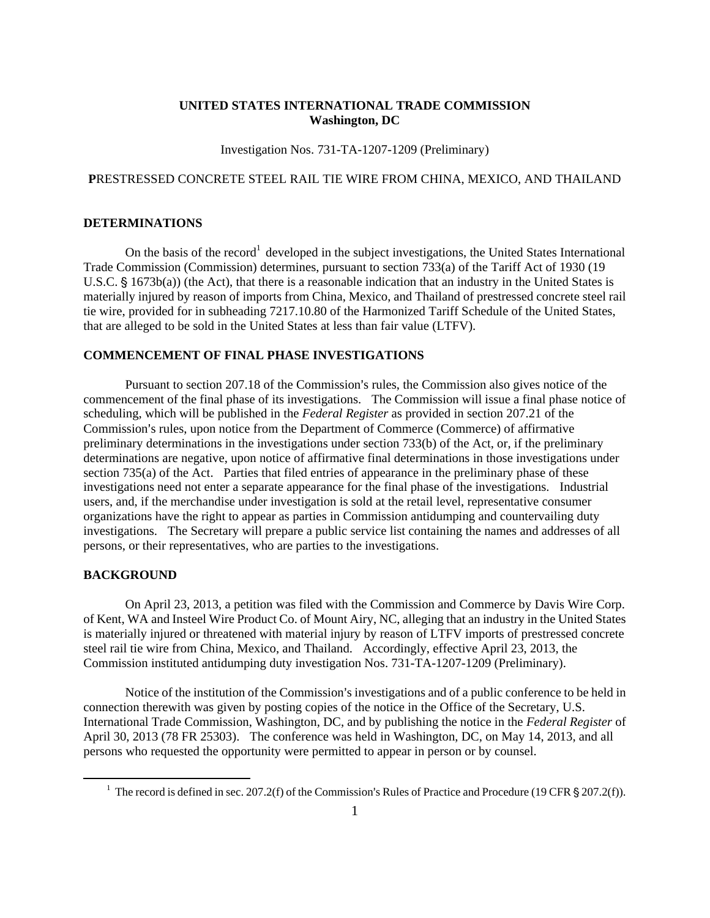**UNITED STATES INTERNATIONAL TRADE COMMISSION**
**Washington, DC**

Investigation Nos. 731-TA-1207-1209 (Preliminary)

**P**RESTRESSED CONCRETE STEEL RAIL TIE WIRE FROM CHINA, MEXICO, AND THAILAND

## DETERMINATIONS

On the basis of the record[1] developed in the subject investigations, the United States International Trade Commission (Commission) determines, pursuant to section 733(a) of the Tariff Act of 1930 (19 U.S.C. § 1673b(a)) (the Act), that there is a reasonable indication that an industry in the United States is materially injured by reason of imports from China, Mexico, and Thailand of prestressed concrete steel rail tie wire, provided for in subheading 7217.10.80 of the Harmonized Tariff Schedule of the United States, that are alleged to be sold in the United States at less than fair value (LTFV).

## COMMENCEMENT OF FINAL PHASE INVESTIGATIONS

Pursuant to section 207.18 of the Commission's rules, the Commission also gives notice of the commencement of the final phase of its investigations. The Commission will issue a final phase notice of scheduling, which will be published in the *Federal Register* as provided in section 207.21 of the Commission's rules, upon notice from the Department of Commerce (Commerce) of affirmative preliminary determinations in the investigations under section 733(b) of the Act, or, if the preliminary determinations are negative, upon notice of affirmative final determinations in those investigations under section 735(a) of the Act. Parties that filed entries of appearance in the preliminary phase of these investigations need not enter a separate appearance for the final phase of the investigations. Industrial users, and, if the merchandise under investigation is sold at the retail level, representative consumer organizations have the right to appear as parties in Commission antidumping and countervailing duty investigations. The Secretary will prepare a public service list containing the names and addresses of all persons, or their representatives, who are parties to the investigations.

## BACKGROUND

On April 23, 2013, a petition was filed with the Commission and Commerce by Davis Wire Corp. of Kent, WA and Insteel Wire Product Co. of Mount Airy, NC, alleging that an industry in the United States is materially injured or threatened with material injury by reason of LTFV imports of prestressed concrete steel rail tie wire from China, Mexico, and Thailand. Accordingly, effective April 23, 2013, the Commission instituted antidumping duty investigation Nos. 731-TA-1207-1209 (Preliminary).

Notice of the institution of the Commission's investigations and of a public conference to be held in connection therewith was given by posting copies of the notice in the Office of the Secretary, U.S. International Trade Commission, Washington, DC, and by publishing the notice in the *Federal Register* of April 30, 2013 (78 FR 25303). The conference was held in Washington, DC, on May 14, 2013, and all persons who requested the opportunity were permitted to appear in person or by counsel.

---

[1] The record is defined in sec. 207.2(f) of the Commission's Rules of Practice and Procedure (19 CFR § 207.2(f)).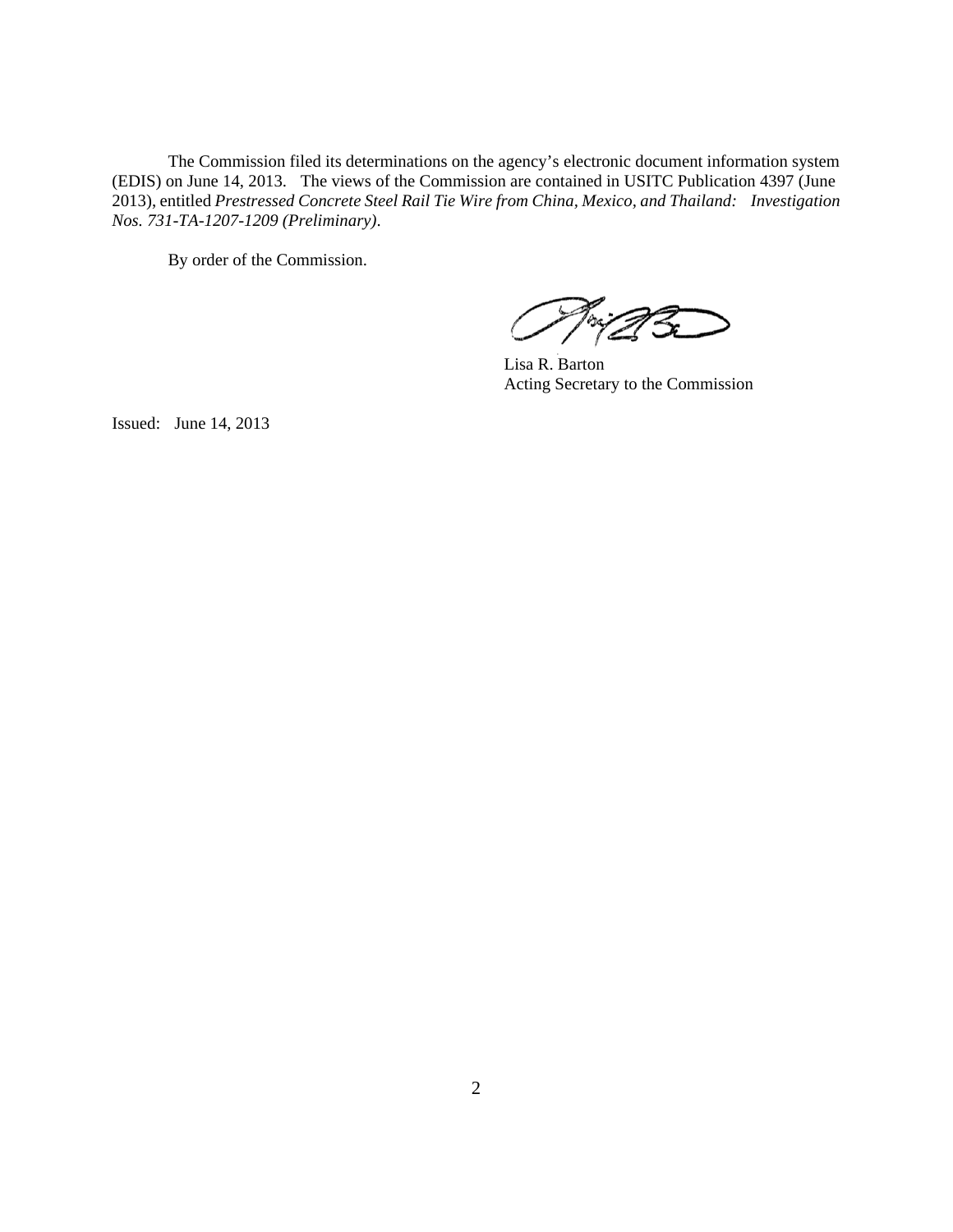The Commission filed its determinations on the agency's electronic document information system (EDIS) on June 14, 2013. The views of the Commission are contained in USITC Publication 4397 (June 2013), entitled *Prestressed Concrete Steel Rail Tie Wire from China, Mexico, and Thailand: Investigation Nos. 731-TA-1207-1209 (Preliminary)*.

By order of the Commission.

Lisa R. Barton
Acting Secretary to the Commission

Issued: June 14, 2013